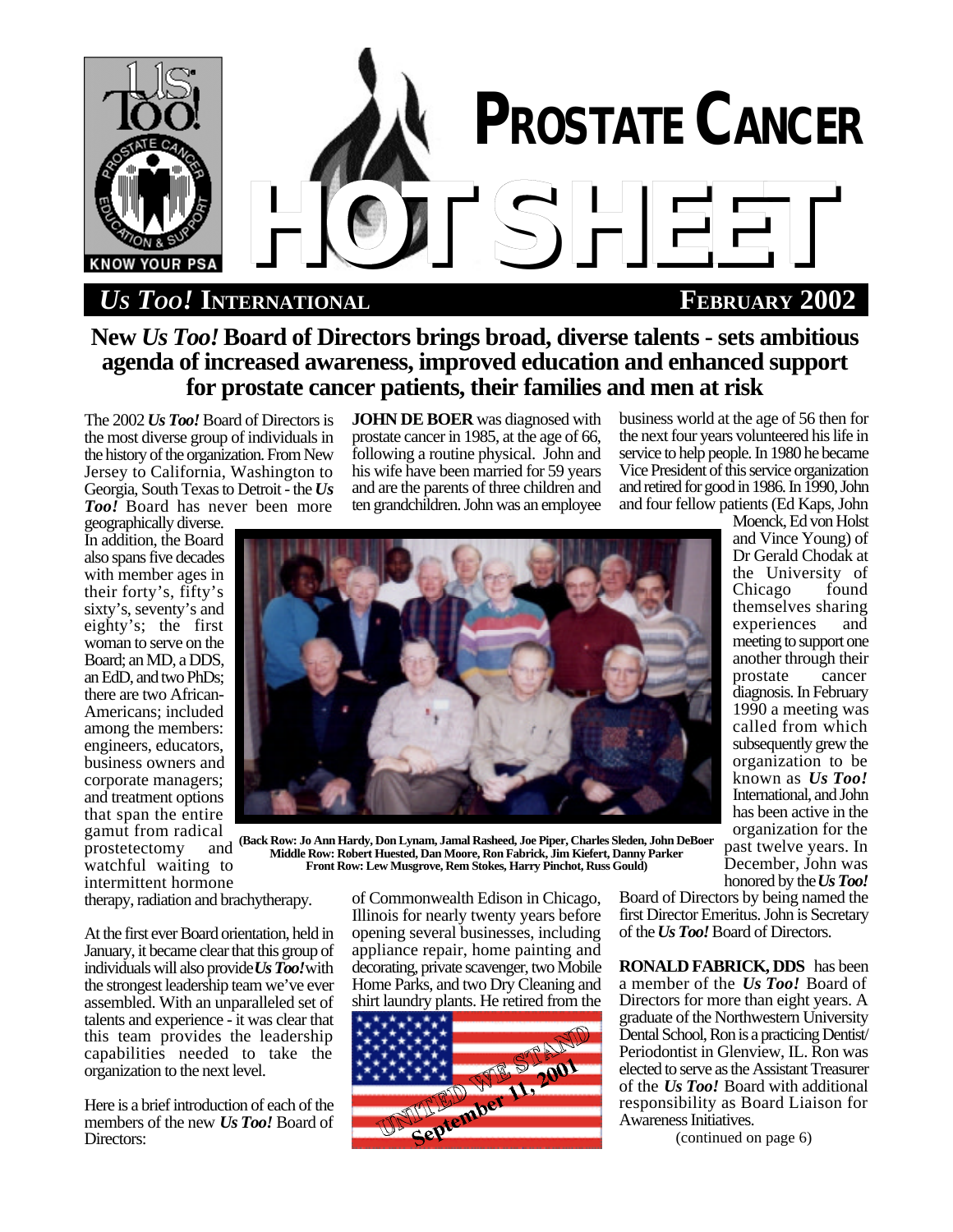# PROSTATE CANCER HOTSHEET

*Us Too!* **INTERNATIONAL** — **FEBRUARY 2002**

## New *Us Too!* Board of Directors brings broad, diverse talents - sets ambitious agenda of increased awareness, improved education and enhanced support for prostate cancer patients, their families and men at risk

The 2002 ***Us Too!*** Board of Directors is the most diverse group of individuals in the history of the organization. From New Jersey to California, Washington to Georgia, South Texas to Detroit - the ***Us Too!*** Board has never been more geographically diverse. In addition, the Board also spans five decades with member ages in their forty's, fifty's sixty's, seventy's and eighty's; the first woman to serve on the Board; an MD, a DDS, an EdD, and two PhDs; there are two African-Americans; included among the members: engineers, educators, business owners and corporate managers; and treatment options that span the entire gamut from radical prostetectomy and watchful waiting to intermittent hormone therapy, radiation and brachytherapy.

At the first ever Board orientation, held in January, it became clear that this group of individuals will also provide ***Us Too!*** with the strongest leadership team we've ever assembled. With an unparalleled set of talents and experience - it was clear that this team provides the leadership capabilities needed to take the organization to the next level.

Here is a brief introduction of each of the members of the new ***Us Too!*** Board of Directors:

**(Back Row: Jo Ann Hardy, Don Lynam, Jamal Rasheed, Joe Piper, Charles Sleden, John DeBoer
Middle Row: Robert Huested, Dan Moore, Ron Fabrick, Jim Kiefert, Danny Parker
Front Row: Lew Musgrove, Rem Stokes, Harry Pinchot, Russ Gould)**

**JOHN DE BOER** was diagnosed with prostate cancer in 1985, at the age of 66, following a routine physical. John and his wife have been married for 59 years and are the parents of three children and ten grandchildren. John was an employee of Commonwealth Edison in Chicago, Illinois for nearly twenty years before opening several businesses, including appliance repair, home painting and decorating, private scavenger, two Mobile Home Parks, and two Dry Cleaning and shirt laundry plants. He retired from the business world at the age of 56 then for the next four years volunteered his life in service to help people. In 1980 he became Vice President of this service organization and retired for good in 1986. In 1990, John and four fellow patients (Ed Kaps, John Moenck, Ed von Holst and Vince Young) of Dr Gerald Chodak at the University of Chicago found themselves sharing experiences and meeting to support one another through their prostate cancer diagnosis. In February 1990 a meeting was called from which subsequently grew the organization to be known as ***Us Too!*** International, and John has been active in the organization for the past twelve years. In December, John was honored by the ***Us Too!*** Board of Directors by being named the first Director Emeritus. John is Secretary of the ***Us Too!*** Board of Directors.

UNITED WE STAND — September 11, 2001

**RONALD FABRICK, DDS** has been a member of the ***Us Too!*** Board of Directors for more than eight years. A graduate of the Northwestern University Dental School, Ron is a practicing Dentist/Periodontist in Glenview, IL. Ron was elected to serve as the Assistant Treasurer of the ***Us Too!*** Board with additional responsibility as Board Liaison for Awareness Initiatives.

(continued on page 6)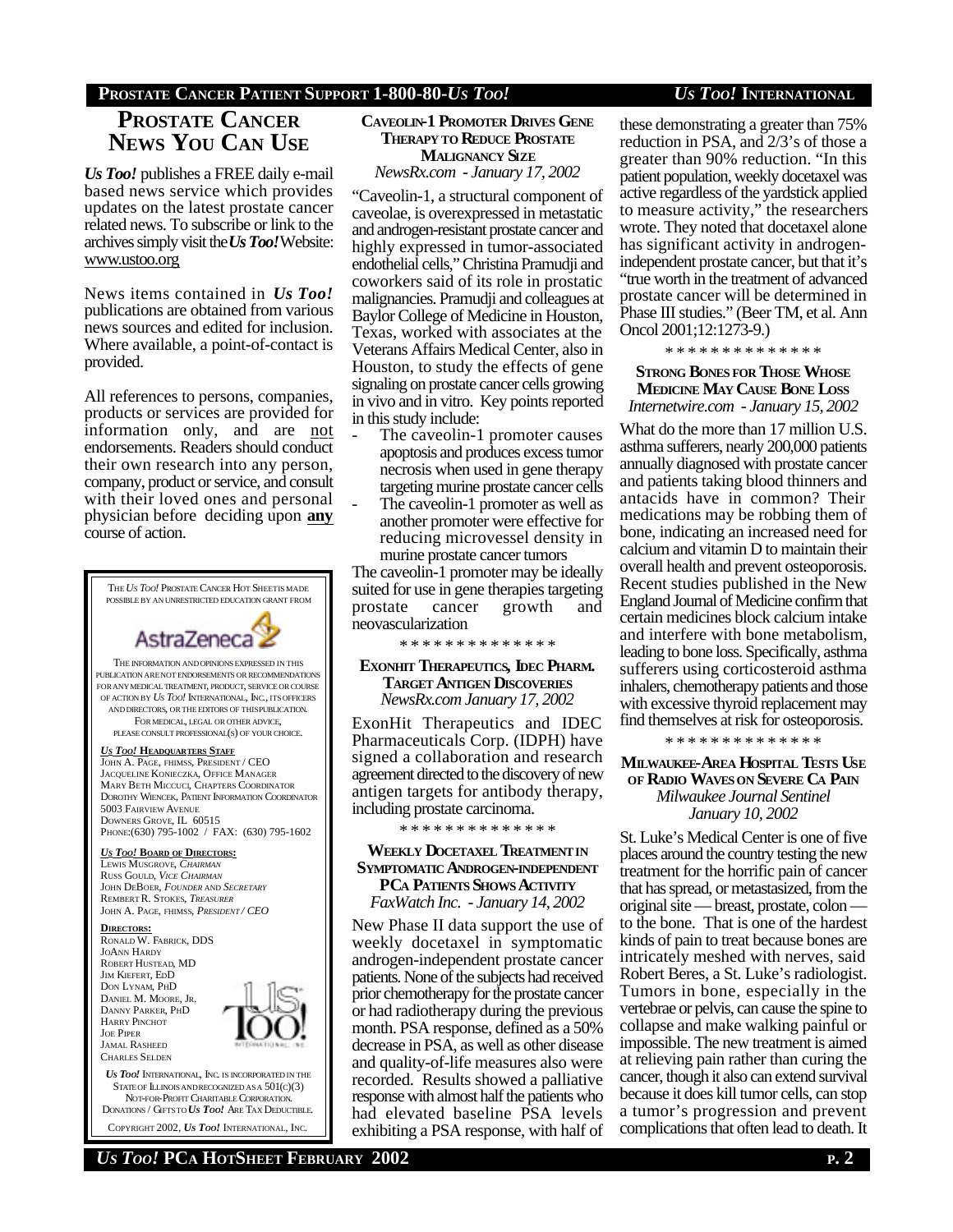# PROSTATE CANCER NEWS YOU CAN USE

***Us Too!*** publishes a FREE daily e-mail based news service which provides updates on the latest prostate cancer related news. To subscribe or link to the archives simply visit the ***Us Too!*** Website: www.ustoo.org

News items contained in ***Us Too!*** publications are obtained from various news sources and edited for inclusion. Where available, a point-of-contact is provided.

All references to persons, companies, products or services are provided for information only, and are not endorsements. Readers should conduct their own research into any person, company, product or service, and consult with their loved ones and personal physician before deciding upon **any** course of action.

THE *US TOO!* PROSTATE CANCER HOT SHEET IS MADE POSSIBLE BY AN UNRESTRICTED EDUCATION GRANT FROM

AstraZeneca

THE INFORMATION AND OPINIONS EXPRESSED IN THIS PUBLICATION ARE NOT ENDORSEMENTS OR RECOMMENDATIONS FOR ANY MEDICAL TREATMENT, PRODUCT, SERVICE OR COURSE OF ACTION BY *US TOO!* INTERNATIONAL, INC., ITS OFFICERS AND DIRECTORS, OR THE EDITORS OF THIS PUBLICATION. FOR MEDICAL, LEGAL OR OTHER ADVICE, PLEASE CONSULT PROFESSIONAL(S) OF YOUR CHOICE.

***US TOO!* HEADQUARTERS STAFF**
JOHN A. PAGE, FHIMSS, PRESIDENT / CEO
JACQUELINE KONIECZKA, OFFICE MANAGER
MARY BETH MICCUCI, CHAPTERS COORDINATOR
DOROTHY WIENCEK, PATIENT INFORMATION COORDINATOR
5003 FAIRVIEW AVENUE
DOWNERS GROVE, IL 60515
PHONE:(630) 795-1002 / FAX: (630) 795-1602

***US TOO!* BOARD OF DIRECTORS:**
LEWIS MUSGROVE, *CHAIRMAN*
RUSS GOULD, *VICE CHAIRMAN*
JOHN DEBOER, *FOUNDER AND SECRETARY*
REMBERT R. STOKES, *TREASURER*
JOHN A. PAGE, FHIMSS, *PRESIDENT / CEO*

**DIRECTORS:**
RONALD W. FABRICK, DDS
JOANN HARDY
ROBERT HUSTEAD, MD
JIM KIEFERT, EDD
DON LYNAM, PHD
DANIEL M. MOORE, JR.
DANNY PARKER, PHD
HARRY PINCHOT
JOE PIPER
JAMAL RASHEED
CHARLES SELDEN

***US TOO!* INTERNATIONAL, INC.** IS INCORPORATED IN THE STATE OF ILLINOIS AND RECOGNIZED AS A 501(C)(3) NOT-FOR-PROFIT CHARITABLE CORPORATION. DONATIONS / GIFTS TO *US TOO!* ARE TAX DEDUCTIBLE.

COPYRIGHT 2002, *US TOO!* INTERNATIONAL, INC.

### CAVEOLIN-1 PROMOTER DRIVES GENE THERAPY TO REDUCE PROSTATE MALIGNANCY SIZE
*NewsRx.com - January 17, 2002*

"Caveolin-1, a structural component of caveolae, is overexpressed in metastatic and androgen-resistant prostate cancer and highly expressed in tumor-associated endothelial cells," Christina Pramudji and coworkers said of its role in prostatic malignancies. Pramudji and colleagues at Baylor College of Medicine in Houston, Texas, worked with associates at the Veterans Affairs Medical Center, also in Houston, to study the effects of gene signaling on prostate cancer cells growing in vivo and in vitro. Key points reported in this study include:

- The caveolin-1 promoter causes apoptosis and produces excess tumor necrosis when used in gene therapy targeting murine prostate cancer cells
- The caveolin-1 promoter as well as another promoter were effective for reducing microvessel density in murine prostate cancer tumors

The caveolin-1 promoter may be ideally suited for use in gene therapies targeting prostate cancer growth and neovascularization

\* \* \* \* \* \* \* \* \* \* \* \* \* \*

### EXONHIT THERAPEUTICS, IDEC PHARM. TARGET ANTIGEN DISCOVERIES
*NewsRx.com January 17, 2002*

ExonHit Therapeutics and IDEC Pharmaceuticals Corp. (IDPH) have signed a collaboration and research agreement directed to the discovery of new antigen targets for antibody therapy, including prostate carcinoma.

\* \* \* \* \* \* \* \* \* \* \* \* \* \*

### WEEKLY DOCETAXEL TREATMENT IN SYMPTOMATIC ANDROGEN-INDEPENDENT PCA PATIENTS SHOWS ACTIVITY
*FaxWatch Inc. - January 14, 2002*

New Phase II data support the use of weekly docetaxel in symptomatic androgen-independent prostate cancer patients. None of the subjects had received prior chemotherapy for the prostate cancer or had radiotherapy during the previous month. PSA response, defined as a 50% decrease in PSA, as well as other disease and quality-of-life measures also were recorded. Results showed a palliative response with almost half the patients who had elevated baseline PSA levels exhibiting a PSA response, with half of these demonstrating a greater than 75% reduction in PSA, and 2/3's of those a greater than 90% reduction. "In this patient population, weekly docetaxel was active regardless of the yardstick applied to measure activity," the researchers wrote. They noted that docetaxel alone has significant activity in androgen-independent prostate cancer, but that it's "true worth in the treatment of advanced prostate cancer will be determined in Phase III studies." (Beer TM, et al. Ann Oncol 2001;12:1273-9.)

\* \* \* \* \* \* \* \* \* \* \* \* \* \*

### STRONG BONES FOR THOSE WHOSE MEDICINE MAY CAUSE BONE LOSS
*Internetwire.com - January 15, 2002*

What do the more than 17 million U.S. asthma sufferers, nearly 200,000 patients annually diagnosed with prostate cancer and patients taking blood thinners and antacids have in common? Their medications may be robbing them of bone, indicating an increased need for calcium and vitamin D to maintain their overall health and prevent osteoporosis. Recent studies published in the New England Journal of Medicine confirm that certain medicines block calcium intake and interfere with bone metabolism, leading to bone loss. Specifically, asthma sufferers using corticosteroid asthma inhalers, chemotherapy patients and those with excessive thyroid replacement may find themselves at risk for osteoporosis.

\* \* \* \* \* \* \* \* \* \* \* \* \* \*

### MILWAUKEE-AREA HOSPITAL TESTS USE OF RADIO WAVES ON SEVERE CA PAIN
*Milwaukee Journal Sentinel January 10, 2002*

St. Luke's Medical Center is one of five places around the country testing the new treatment for the horrific pain of cancer that has spread, or metastasized, from the original site — breast, prostate, colon — to the bone. That is one of the hardest kinds of pain to treat because bones are intricately meshed with nerves, said Robert Beres, a St. Luke's radiologist. Tumors in bone, especially in the vertebrae or pelvis, can cause the spine to collapse and make walking painful or impossible. The new treatment is aimed at relieving pain rather than curing the cancer, though it also can extend survival because it does kill tumor cells, can stop a tumor's progression and prevent complications that often lead to death. It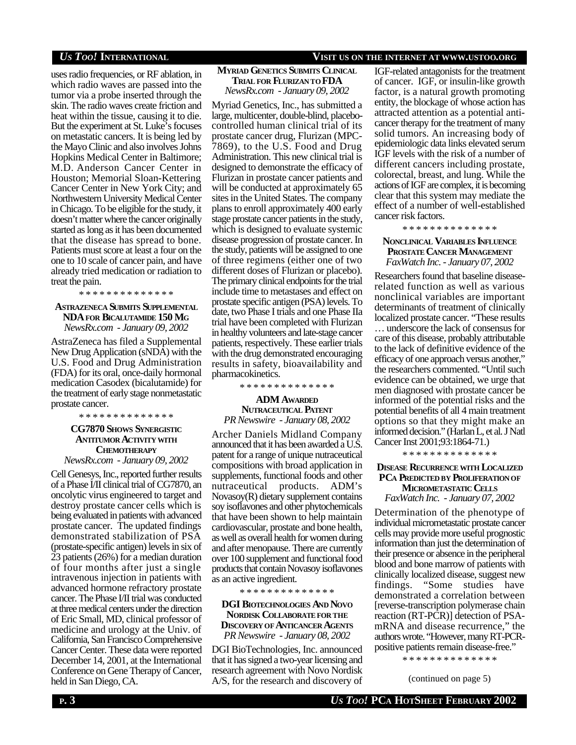uses radio frequencies, or RF ablation, in which radio waves are passed into the tumor via a probe inserted through the skin. The radio waves create friction and heat within the tissue, causing it to die. But the experiment at St. Luke's focuses on metastatic cancers. It is being led by the Mayo Clinic and also involves Johns Hopkins Medical Center in Baltimore; M.D. Anderson Cancer Center in Houston; Memorial Sloan-Kettering Cancer Center in New York City; and Northwestern University Medical Center in Chicago. To be eligible for the study, it doesn't matter where the cancer originally started as long as it has been documented that the disease has spread to bone. Patients must score at least a four on the one to 10 scale of cancer pain, and have already tried medication or radiation to treat the pain.

\* \* \* \* \* \* \* \* \* \* \* \* \* \*

### ASTRAZENECA SUBMITS SUPPLEMENTAL NDA FOR BICALUTAMIDE 150 MG

*NewsRx.com - January 09, 2002*

AstraZeneca has filed a Supplemental New Drug Application (sNDA) with the U.S. Food and Drug Administration (FDA) for its oral, once-daily hormonal medication Casodex (bicalutamide) for the treatment of early stage nonmetastatic prostate cancer.

\* \* \* \* \* \* \* \* \* \* \* \* \* \*

### CG7870 SHOWS SYNERGISTIC ANTITUMOR ACTIVITY WITH CHEMOTHERAPY

*NewsRx.com - January 09, 2002*

Cell Genesys, Inc., reported further results of a Phase I/II clinical trial of CG7870, an oncolytic virus engineered to target and destroy prostate cancer cells which is being evaluated in patients with advanced prostate cancer. The updated findings demonstrated stabilization of PSA (prostate-specific antigen) levels in six of 23 patients (26%) for a median duration of four months after just a single intravenous injection in patients with advanced hormone refractory prostate cancer. The Phase I/II trial was conducted at three medical centers under the direction of Eric Small, MD, clinical professor of medicine and urology at the Univ. of California, San Francisco Comprehensive Cancer Center. These data were reported December 14, 2001, at the International Conference on Gene Therapy of Cancer, held in San Diego, CA.

### MYRIAD GENETICS SUBMITS CLINICAL TRIAL FOR FLURIZAN TO FDA

*NewsRx.com - January 09, 2002*

Myriad Genetics, Inc., has submitted a large, multicenter, double-blind, placebo-controlled human clinical trial of its prostate cancer drug, Flurizan (MPC-7869), to the U.S. Food and Drug Administration. This new clinical trial is designed to demonstrate the efficacy of Flurizan in prostate cancer patients and will be conducted at approximately 65 sites in the United States. The company plans to enroll approximately 400 early stage prostate cancer patients in the study, which is designed to evaluate systemic disease progression of prostate cancer. In the study, patients will be assigned to one of three regimens (either one of two different doses of Flurizan or placebo). The primary clinical endpoints for the trial include time to metastases and effect on prostate specific antigen (PSA) levels. To date, two Phase I trials and one Phase IIa trial have been completed with Flurizan in healthy volunteers and late-stage cancer patients, respectively. These earlier trials with the drug demonstrated encouraging results in safety, bioavailability and pharmacokinetics.

\* \* \* \* \* \* \* \* \* \* \* \* \* \*

### ADM AWARDED NUTRACEUTICAL PATENT

*PR Newswire - January 08, 2002*

Archer Daniels Midland Company announced that it has been awarded a U.S. patent for a range of unique nutraceutical compositions with broad application in supplements, functional foods and other nutraceutical products. ADM's Novasoy(R) dietary supplement contains soy isoflavones and other phytochemicals that have been shown to help maintain cardiovascular, prostate and bone health, as well as overall health for women during and after menopause. There are currently over 100 supplement and functional food products that contain Novasoy isoflavones as an active ingredient.

\* \* \* \* \* \* \* \* \* \* \* \* \* \*

### DGI BIOTECHNOLOGIES AND NOVO NORDISK COLLABORATE FOR THE DISCOVERY OF ANTICANCER AGENTS

*PR Newswire - January 08, 2002*

DGI BioTechnologies, Inc. announced that it has signed a two-year licensing and research agreement with Novo Nordisk A/S, for the research and discovery of IGF-related antagonists for the treatment of cancer. IGF, or insulin-like growth factor, is a natural growth promoting entity, the blockage of whose action has attracted attention as a potential anti-cancer therapy for the treatment of many solid tumors. An increasing body of epidemiologic data links elevated serum IGF levels with the risk of a number of different cancers including prostate, colorectal, breast, and lung. While the actions of IGF are complex, it is becoming clear that this system may mediate the effect of a number of well-established cancer risk factors.

\* \* \* \* \* \* \* \* \* \* \* \* \* \*

### NONCLINICAL VARIABLES INFLUENCE PROSTATE CANCER MANAGEMENT

*FaxWatch Inc. - January 07, 2002*

Researchers found that baseline disease-related function as well as various nonclinical variables are important determinants of treatment of clinically localized prostate cancer. "These results … underscore the lack of consensus for care of this disease, probably attributable to the lack of definitive evidence of the efficacy of one approach versus another," the researchers commented. "Until such evidence can be obtained, we urge that men diagnosed with prostate cancer be informed of the potential risks and the potential benefits of all 4 main treatment options so that they might make an informed decision." (Harlan L, et al. J Natl Cancer Inst 2001;93:1864-71.)

\* \* \* \* \* \* \* \* \* \* \* \* \* \*

### DISEASE RECURRENCE WITH LOCALIZED PCA PREDICTED BY PROLIFERATION OF MICROMETASTATIC CELLS

*FaxWatch Inc. - January 07, 2002*

Determination of the phenotype of individual micrometastatic prostate cancer cells may provide more useful prognostic information than just the determination of their presence or absence in the peripheral blood and bone marrow of patients with clinically localized disease, suggest new findings. "Some studies have demonstrated a correlation between [reverse-transcription polymerase chain reaction (RT-PCR)] detection of PSA-mRNA and disease recurrence," the authors wrote. "However, many RT-PCR-positive patients remain disease-free."

\* \* \* \* \* \* \* \* \* \* \* \* \* \*

(continued on page 5)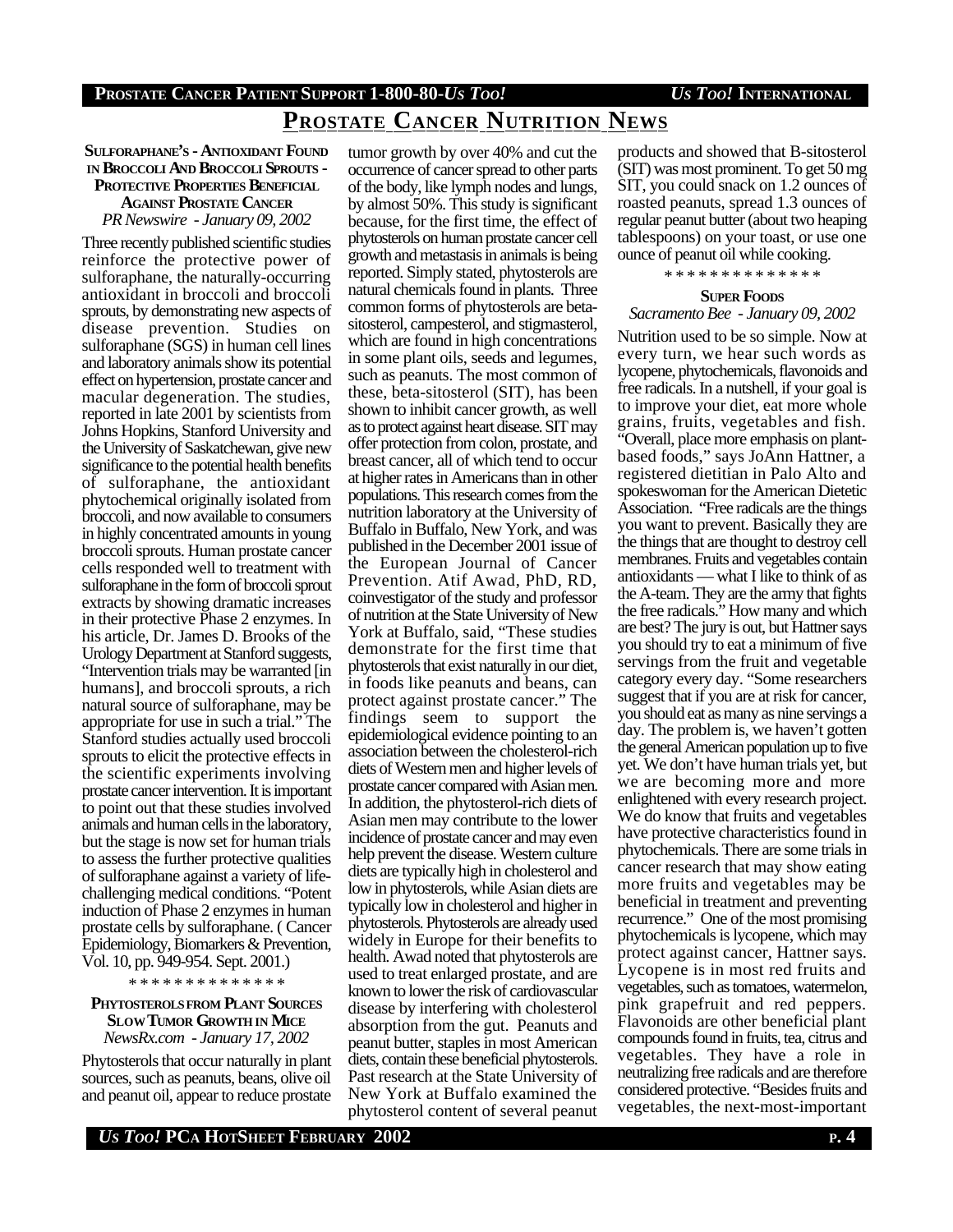# PROSTATE CANCER NUTRITION NEWS

### SULFORAPHANE'S - ANTIOXIDANT FOUND IN BROCCOLI AND BROCCOLI SPROUTS - PROTECTIVE PROPERTIES BENEFICIAL AGAINST PROSTATE CANCER

*PR Newswire - January 09, 2002*

Three recently published scientific studies reinforce the protective power of sulforaphane, the naturally-occurring antioxidant in broccoli and broccoli sprouts, by demonstrating new aspects of disease prevention. Studies on sulforaphane (SGS) in human cell lines and laboratory animals show its potential effect on hypertension, prostate cancer and macular degeneration. The studies, reported in late 2001 by scientists from Johns Hopkins, Stanford University and the University of Saskatchewan, give new significance to the potential health benefits of sulforaphane, the antioxidant phytochemical originally isolated from broccoli, and now available to consumers in highly concentrated amounts in young broccoli sprouts. Human prostate cancer cells responded well to treatment with sulforaphane in the form of broccoli sprout extracts by showing dramatic increases in their protective Phase 2 enzymes. In his article, Dr. James D. Brooks of the Urology Department at Stanford suggests, "Intervention trials may be warranted [in humans], and broccoli sprouts, a rich natural source of sulforaphane, may be appropriate for use in such a trial." The Stanford studies actually used broccoli sprouts to elicit the protective effects in the scientific experiments involving prostate cancer intervention. It is important to point out that these studies involved animals and human cells in the laboratory, but the stage is now set for human trials to assess the further protective qualities of sulforaphane against a variety of life-challenging medical conditions. "Potent induction of Phase 2 enzymes in human prostate cells by sulforaphane. ( Cancer Epidemiology, Biomarkers & Prevention, Vol. 10, pp. 949-954. Sept. 2001.)

\* \* \* \* \* \* \* \* \* \* \* \* \* \*

### PHYTOSTEROLS FROM PLANT SOURCES SLOW TUMOR GROWTH IN MICE

*NewsRx.com - January 17, 2002*

Phytosterols that occur naturally in plant sources, such as peanuts, beans, olive oil and peanut oil, appear to reduce prostate tumor growth by over 40% and cut the occurrence of cancer spread to other parts of the body, like lymph nodes and lungs, by almost 50%. This study is significant because, for the first time, the effect of phytosterols on human prostate cancer cell growth and metastasis in animals is being reported. Simply stated, phytosterols are natural chemicals found in plants. Three common forms of phytosterols are beta-sitosterol, campesterol, and stigmasterol, which are found in high concentrations in some plant oils, seeds and legumes, such as peanuts. The most common of these, beta-sitosterol (SIT), has been shown to inhibit cancer growth, as well as to protect against heart disease. SIT may offer protection from colon, prostate, and breast cancer, all of which tend to occur at higher rates in Americans than in other populations. This research comes from the nutrition laboratory at the University of Buffalo in Buffalo, New York, and was published in the December 2001 issue of the European Journal of Cancer Prevention. Atif Awad, PhD, RD, coinvestigator of the study and professor of nutrition at the State University of New York at Buffalo, said, "These studies demonstrate for the first time that phytosterols that exist naturally in our diet, in foods like peanuts and beans, can protect against prostate cancer." The findings seem to support the epidemiological evidence pointing to an association between the cholesterol-rich diets of Western men and higher levels of prostate cancer compared with Asian men. In addition, the phytosterol-rich diets of Asian men may contribute to the lower incidence of prostate cancer and may even help prevent the disease. Western culture diets are typically high in cholesterol and low in phytosterols, while Asian diets are typically low in cholesterol and higher in phytosterols. Phytosterols are already used widely in Europe for their benefits to health. Awad noted that phytosterols are used to treat enlarged prostate, and are known to lower the risk of cardiovascular disease by interfering with cholesterol absorption from the gut. Peanuts and peanut butter, staples in most American diets, contain these beneficial phytosterols. Past research at the State University of New York at Buffalo examined the phytosterol content of several peanut products and showed that B-sitosterol (SIT) was most prominent. To get 50 mg SIT, you could snack on 1.2 ounces of roasted peanuts, spread 1.3 ounces of regular peanut butter (about two heaping tablespoons) on your toast, or use one ounce of peanut oil while cooking.

\* \* \* \* \* \* \* \* \* \* \* \* \* \*

### SUPER FOODS

*Sacramento Bee - January 09, 2002*

Nutrition used to be so simple. Now at every turn, we hear such words as lycopene, phytochemicals, flavonoids and free radicals. In a nutshell, if your goal is to improve your diet, eat more whole grains, fruits, vegetables and fish. "Overall, place more emphasis on plant-based foods," says JoAnn Hattner, a registered dietitian in Palo Alto and spokeswoman for the American Dietetic Association. "Free radicals are the things you want to prevent. Basically they are the things that are thought to destroy cell membranes. Fruits and vegetables contain antioxidants — what I like to think of as the A-team. They are the army that fights the free radicals." How many and which are best? The jury is out, but Hattner says you should try to eat a minimum of five servings from the fruit and vegetable category every day. "Some researchers suggest that if you are at risk for cancer, you should eat as many as nine servings a day. The problem is, we haven't gotten the general American population up to five yet. We don't have human trials yet, but we are becoming more and more enlightened with every research project. We do know that fruits and vegetables have protective characteristics found in phytochemicals. There are some trials in cancer research that may show eating more fruits and vegetables may be beneficial in treatment and preventing recurrence." One of the most promising phytochemicals is lycopene, which may protect against cancer, Hattner says. Lycopene is in most red fruits and vegetables, such as tomatoes, watermelon, pink grapefruit and red peppers. Flavonoids are other beneficial plant compounds found in fruits, tea, citrus and vegetables. They have a role in neutralizing free radicals and are therefore considered protective. "Besides fruits and vegetables, the next-most-important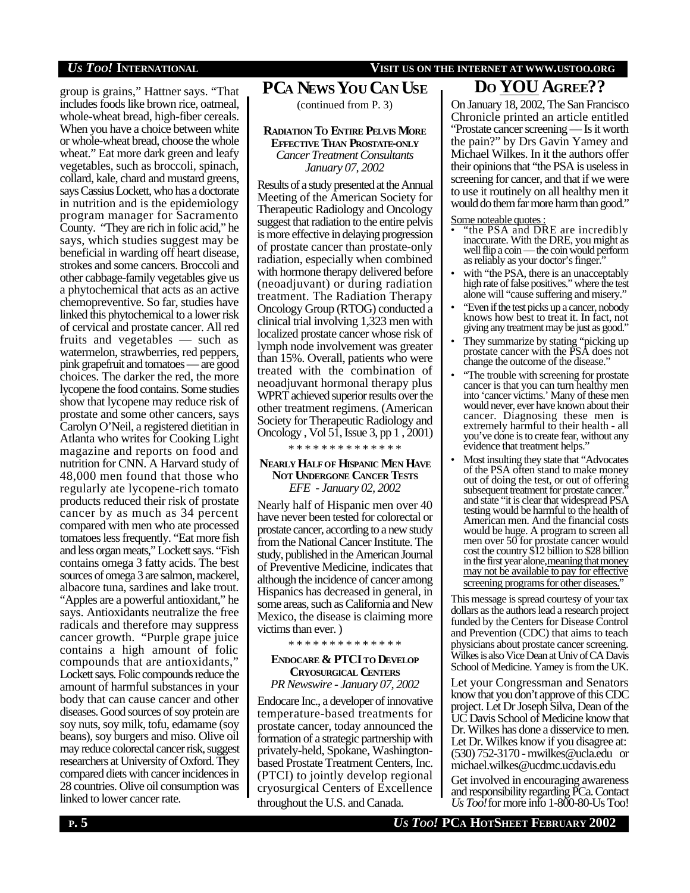group is grains," Hattner says. "That includes foods like brown rice, oatmeal, whole-wheat bread, high-fiber cereals. When you have a choice between white or whole-wheat bread, choose the whole wheat." Eat more dark green and leafy vegetables, such as broccoli, spinach, collard, kale, chard and mustard greens, says Cassius Lockett, who has a doctorate in nutrition and is the epidemiology program manager for Sacramento County. "They are rich in folic acid," he says, which studies suggest may be beneficial in warding off heart disease, strokes and some cancers. Broccoli and other cabbage-family vegetables give us a phytochemical that acts as an active chemopreventive. So far, studies have linked this phytochemical to a lower risk of cervical and prostate cancer. All red fruits and vegetables — such as watermelon, strawberries, red peppers, pink grapefruit and tomatoes — are good choices. The darker the red, the more lycopene the food contains. Some studies show that lycopene may reduce risk of prostate and some other cancers, says Carolyn O'Neil, a registered dietitian in Atlanta who writes for Cooking Light magazine and reports on food and nutrition for CNN. A Harvard study of 48,000 men found that those who regularly ate lycopene-rich tomato products reduced their risk of prostate cancer by as much as 34 percent compared with men who ate processed tomatoes less frequently. "Eat more fish and less organ meats," Lockett says. "Fish contains omega 3 fatty acids. The best sources of omega 3 are salmon, mackerel, albacore tuna, sardines and lake trout. "Apples are a powerful antioxidant," he says. Antioxidants neutralize the free radicals and therefore may suppress cancer growth. "Purple grape juice contains a high amount of folic compounds that are antioxidants," Lockett says. Folic compounds reduce the amount of harmful substances in your body that can cause cancer and other diseases. Good sources of soy protein are soy nuts, soy milk, tofu, edamame (soy beans), soy burgers and miso. Olive oil may reduce colorectal cancer risk, suggest researchers at University of Oxford. They compared diets with cancer incidences in 28 countries. Olive oil consumption was linked to lower cancer rate.

## PCa News You Can Use

(continued from P. 3)

### Radiation To Entire Pelvis More Effective Than Prostate-only

*Cancer Treatment Consultants*
*January 07, 2002*

Results of a study presented at the Annual Meeting of the American Society for Therapeutic Radiology and Oncology suggest that radiation to the entire pelvis is more effective in delaying progression of prostate cancer than prostate-only radiation, especially when combined with hormone therapy delivered before (neoadjuvant) or during radiation treatment. The Radiation Therapy Oncology Group (RTOG) conducted a clinical trial involving 1,323 men with localized prostate cancer whose risk of lymph node involvement was greater than 15%. Overall, patients who were treated with the combination of neoadjuvant hormonal therapy plus WPRT achieved superior results over the other treatment regimens. (American Society for Therapeutic Radiology and Oncology , Vol 51, Issue 3, pp 1 , 2001)

* * * * * * * * * * * * * *

### Nearly Half of Hispanic Men Have Not Undergone Cancer Tests

*EFE - January 02, 2002*

Nearly half of Hispanic men over 40 have never been tested for colorectal or prostate cancer, according to a new study from the National Cancer Institute. The study, published in the American Journal of Preventive Medicine, indicates that although the incidence of cancer among Hispanics has decreased in general, in some areas, such as California and New Mexico, the disease is claiming more victims than ever. )

* * * * * * * * * * * * * *

### Endocare & PTCI to Develop Cryosurgical Centers

*PR Newswire - January 07, 2002*

Endocare Inc., a developer of innovative temperature-based treatments for prostate cancer, today announced the formation of a strategic partnership with privately-held, Spokane, Washington-based Prostate Treatment Centers, Inc. (PTCI) to jointly develop regional cryosurgical Centers of Excellence throughout the U.S. and Canada.

## Do YOU Agree??

On January 18, 2002, The San Francisco Chronicle printed an article entitled "Prostate cancer screening — Is it worth the pain?" by Drs Gavin Yamey and Michael Wilkes. In it the authors offer their opinions that "the PSA is useless in screening for cancer, and that if we were to use it routinely on all healthy men it would do them far more harm than good."

Some noteable quotes :

- "the PSA and DRE are incredibly inaccurate. With the DRE, you might as well flip a coin — the coin would perform as reliably as your doctor's finger."
- with "the PSA, there is an unacceptably high rate of false positives." where the test alone will "cause suffering and misery."
- "Even if the test picks up a cancer, nobody knows how best to treat it. In fact, not giving any treatment may be just as good."
- They summarize by stating "picking up prostate cancer with the PSA does not change the outcome of the disease."
- "The trouble with screening for prostate cancer is that you can turn healthy men into 'cancer victims.' Many of these men would never, ever have known about their cancer. Diagnosing these men is extremely harmful to their health - all you've done is to create fear, without any evidence that treatment helps."
- Most insulting they state that "Advocates of the PSA often stand to make money out of doing the test, or out of offering subsequent treatment for prostate cancer." and state "it is clear that widespread PSA testing would be harmful to the health of American men. And the financial costs would be huge. A program to screen all men over 50 for prostate cancer would cost the country $12 billion to $28 billion in the first year alone, meaning that money may not be available to pay for effective screening programs for other diseases."

This message is spread courtesy of your tax dollars as the authors lead a research project funded by the Centers for Disease Control and Prevention (CDC) that aims to teach physicians about prostate cancer screening. Wilkes is also Vice Dean at Univ of CA Davis School of Medicine. Yamey is from the UK.

Let your Congressman and Senators know that you don't approve of this CDC project. Let Dr Joseph Silva, Dean of the UC Davis School of Medicine know that Dr. Wilkes has done a disservice to men. Let Dr. Wilkes know if you disagree at: (530) 752-3170 - mwilkes@ucla.edu or michael.wilkes@ucdmc.ucdavis.edu

Get involved in encouraging awareness and responsibility regarding PCa. Contact *Us Too!* for more info 1-800-80-Us Too!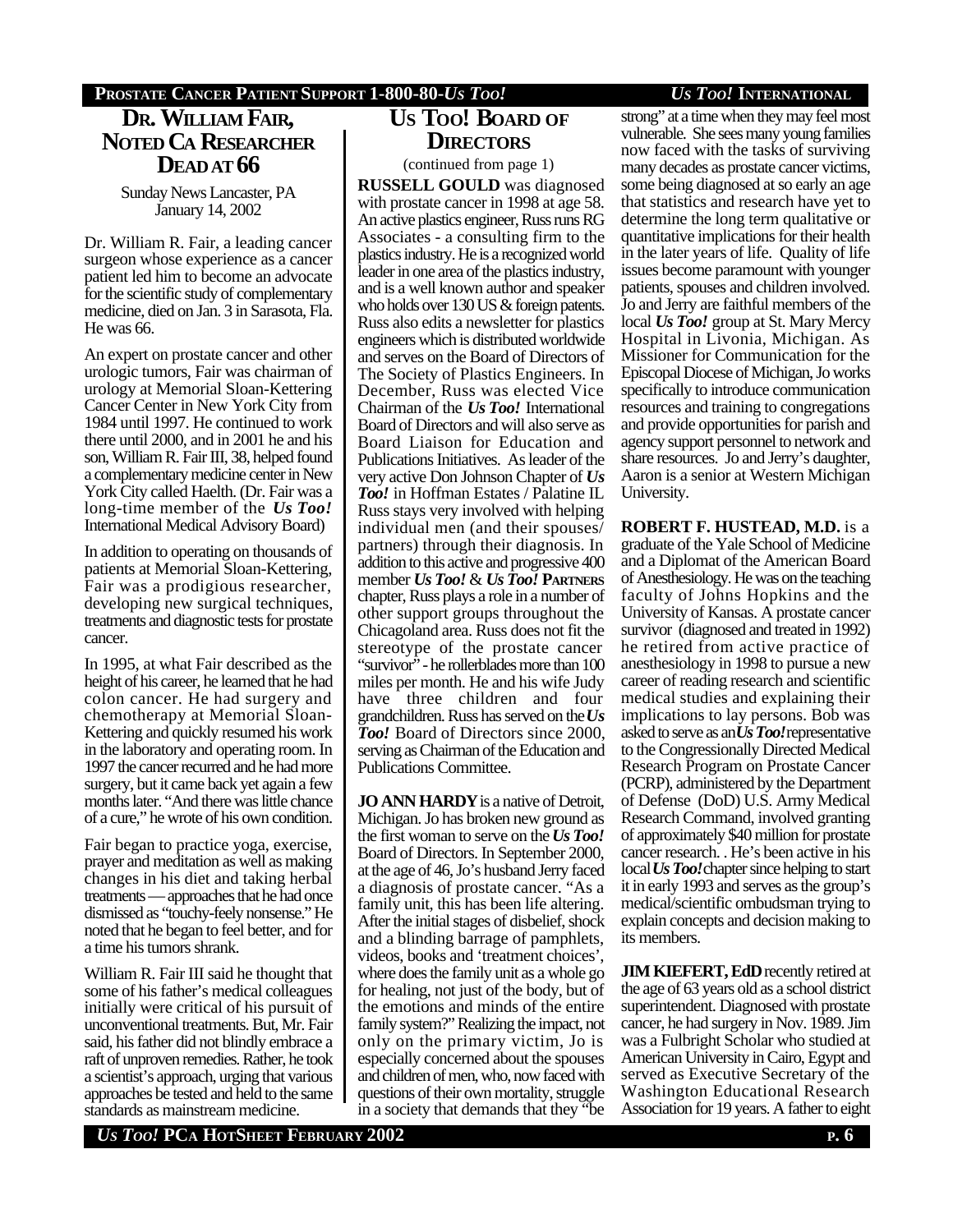## Dr. William Fair, Noted CA Researcher Dead at 66

Sunday News Lancaster, PA
January 14, 2002

Dr. William R. Fair, a leading cancer surgeon whose experience as a cancer patient led him to become an advocate for the scientific study of complementary medicine, died on Jan. 3 in Sarasota, Fla. He was 66.

An expert on prostate cancer and other urologic tumors, Fair was chairman of urology at Memorial Sloan-Kettering Cancer Center in New York City from 1984 until 1997. He continued to work there until 2000, and in 2001 he and his son, William R. Fair III, 38, helped found a complementary medicine center in New York City called Haelth. (Dr. Fair was a long-time member of the ***Us Too!*** International Medical Advisory Board)

In addition to operating on thousands of patients at Memorial Sloan-Kettering, Fair was a prodigious researcher, developing new surgical techniques, treatments and diagnostic tests for prostate cancer.

In 1995, at what Fair described as the height of his career, he learned that he had colon cancer. He had surgery and chemotherapy at Memorial Sloan-Kettering and quickly resumed his work in the laboratory and operating room. In 1997 the cancer recurred and he had more surgery, but it came back yet again a few months later. "And there was little chance of a cure," he wrote of his own condition.

Fair began to practice yoga, exercise, prayer and meditation as well as making changes in his diet and taking herbal treatments — approaches that he had once dismissed as "touchy-feely nonsense." He noted that he began to feel better, and for a time his tumors shrank.

William R. Fair III said he thought that some of his father's medical colleagues initially were critical of his pursuit of unconventional treatments. But, Mr. Fair said, his father did not blindly embrace a raft of unproven remedies. Rather, he took a scientist's approach, urging that various approaches be tested and held to the same standards as mainstream medicine.

## Us Too! Board of Directors

(continued from page 1)

**RUSSELL GOULD** was diagnosed with prostate cancer in 1998 at age 58. An active plastics engineer, Russ runs RG Associates - a consulting firm to the plastics industry. He is a recognized world leader in one area of the plastics industry, and is a well known author and speaker who holds over 130 US & foreign patents. Russ also edits a newsletter for plastics engineers which is distributed worldwide and serves on the Board of Directors of The Society of Plastics Engineers. In December, Russ was elected Vice Chairman of the ***Us Too!*** International Board of Directors and will also serve as Board Liaison for Education and Publications Initiatives. As leader of the very active Don Johnson Chapter of ***Us Too!*** in Hoffman Estates / Palatine IL Russ stays very involved with helping individual men (and their spouses/partners) through their diagnosis. In addition to this active and progressive 400 member ***Us Too!*** & ***Us Too!*** **Partners** chapter, Russ plays a role in a number of other support groups throughout the Chicagoland area. Russ does not fit the stereotype of the prostate cancer "survivor" - he rollerblades more than 100 miles per month. He and his wife Judy have three children and four grandchildren. Russ has served on the ***Us Too!*** Board of Directors since 2000, serving as Chairman of the Education and Publications Committee.

**JO ANN HARDY** is a native of Detroit, Michigan. Jo has broken new ground as the first woman to serve on the ***Us Too!*** Board of Directors. In September 2000, at the age of 46, Jo's husband Jerry faced a diagnosis of prostate cancer. "As a family unit, this has been life altering. After the initial stages of disbelief, shock and a blinding barrage of pamphlets, videos, books and 'treatment choices', where does the family unit as a whole go for healing, not just of the body, but of the emotions and minds of the entire family system?" Realizing the impact, not only on the primary victim, Jo is especially concerned about the spouses and children of men, who, now faced with questions of their own mortality, struggle in a society that demands that they "be strong" at a time when they may feel most vulnerable. She sees many young families now faced with the tasks of surviving many decades as prostate cancer victims, some being diagnosed at so early an age that statistics and research have yet to determine the long term qualitative or quantitative implications for their health in the later years of life. Quality of life issues become paramount with younger patients, spouses and children involved. Jo and Jerry are faithful members of the local ***Us Too!*** group at St. Mary Mercy Hospital in Livonia, Michigan. As Missioner for Communication for the Episcopal Diocese of Michigan, Jo works specifically to introduce communication resources and training to congregations and provide opportunities for parish and agency support personnel to network and share resources. Jo and Jerry's daughter, Aaron is a senior at Western Michigan University.

**ROBERT F. HUSTEAD, M.D.** is a graduate of the Yale School of Medicine and a Diplomat of the American Board of Anesthesiology. He was on the teaching faculty of Johns Hopkins and the University of Kansas. A prostate cancer survivor (diagnosed and treated in 1992) he retired from active practice of anesthesiology in 1998 to pursue a new career of reading research and scientific medical studies and explaining their implications to lay persons. Bob was asked to serve as an ***Us Too!*** representative to the Congressionally Directed Medical Research Program on Prostate Cancer (PCRP), administered by the Department of Defense (DoD) U.S. Army Medical Research Command, involved granting of approximately $40 million for prostate cancer research. . He's been active in his local ***Us Too!*** chapter since helping to start it in early 1993 and serves as the group's medical/scientific ombudsman trying to explain concepts and decision making to its members.

**JIM KIEFERT, EdD** recently retired at the age of 63 years old as a school district superintendent. Diagnosed with prostate cancer, he had surgery in Nov. 1989. Jim was a Fulbright Scholar who studied at American University in Cairo, Egypt and served as Executive Secretary of the Washington Educational Research Association for 19 years. A father to eight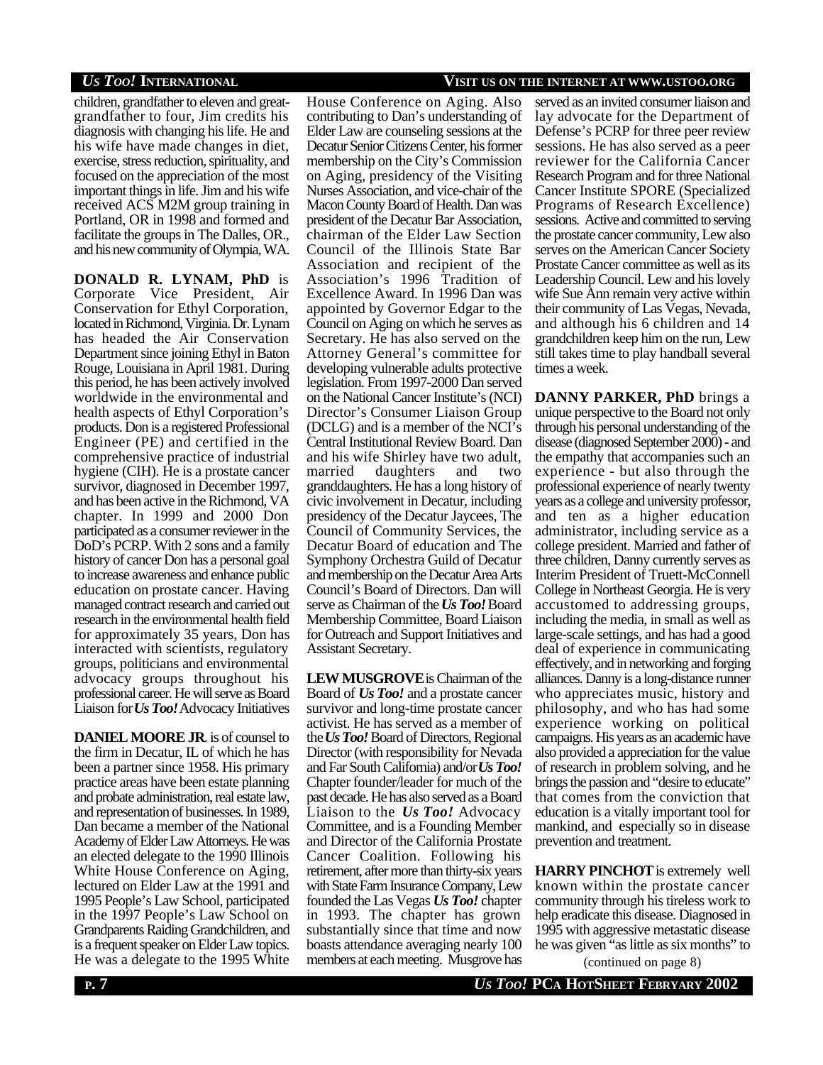children, grandfather to eleven and great-grandfather to four, Jim credits his diagnosis with changing his life. He and his wife have made changes in diet, exercise, stress reduction, spirituality, and focused on the appreciation of the most important things in life. Jim and his wife received ACS M2M group training in Portland, OR in 1998 and formed and facilitate the groups in The Dalles, OR., and his new community of Olympia, WA.

**DONALD R. LYNAM, PhD** is Corporate Vice President, Air Conservation for Ethyl Corporation, located in Richmond, Virginia. Dr. Lynam has headed the Air Conservation Department since joining Ethyl in Baton Rouge, Louisiana in April 1981. During this period, he has been actively involved worldwide in the environmental and health aspects of Ethyl Corporation's products. Don is a registered Professional Engineer (PE) and certified in the comprehensive practice of industrial hygiene (CIH). He is a prostate cancer survivor, diagnosed in December 1997, and has been active in the Richmond, VA chapter. In 1999 and 2000 Don participated as a consumer reviewer in the DoD's PCRP. With 2 sons and a family history of cancer Don has a personal goal to increase awareness and enhance public education on prostate cancer. Having managed contract research and carried out research in the environmental health field for approximately 35 years, Don has interacted with scientists, regulatory groups, politicians and environmental advocacy groups throughout his professional career. He will serve as Board Liaison for *Us Too!* Advocacy Initiatives

**DANIEL MOORE JR**. is of counsel to the firm in Decatur, IL of which he has been a partner since 1958. His primary practice areas have been estate planning and probate administration, real estate law, and representation of businesses. In 1989, Dan became a member of the National Academy of Elder Law Attorneys. He was an elected delegate to the 1990 Illinois White House Conference on Aging, lectured on Elder Law at the 1991 and 1995 People's Law School, participated in the 1997 People's Law School on Grandparents Raiding Grandchildren, and is a frequent speaker on Elder Law topics. He was a delegate to the 1995 White House Conference on Aging. Also contributing to Dan's understanding of Elder Law are counseling sessions at the Decatur Senior Citizens Center, his former membership on the City's Commission on Aging, presidency of the Visiting Nurses Association, and vice-chair of the Macon County Board of Health. Dan was president of the Decatur Bar Association, chairman of the Elder Law Section Council of the Illinois State Bar Association and recipient of the Association's 1996 Tradition of Excellence Award. In 1996 Dan was appointed by Governor Edgar to the Council on Aging on which he serves as Secretary. He has also served on the Attorney General's committee for developing vulnerable adults protective legislation. From 1997-2000 Dan served on the National Cancer Institute's (NCI) Director's Consumer Liaison Group (DCLG) and is a member of the NCI's Central Institutional Review Board. Dan and his wife Shirley have two adult, married daughters and two granddaughters. He has a long history of civic involvement in Decatur, including presidency of the Decatur Jaycees, The Council of Community Services, the Decatur Board of education and The Symphony Orchestra Guild of Decatur and membership on the Decatur Area Arts Council's Board of Directors. Dan will serve as Chairman of the *Us Too!* Board Membership Committee, Board Liaison for Outreach and Support Initiatives and Assistant Secretary.

**LEW MUSGROVE** is Chairman of the Board of *Us Too!* and a prostate cancer survivor and long-time prostate cancer activist. He has served as a member of the *Us Too!* Board of Directors, Regional Director (with responsibility for Nevada and Far South California) and/or *Us Too!* Chapter founder/leader for much of the past decade. He has also served as a Board Liaison to the *Us Too!* Advocacy Committee, and is a Founding Member and Director of the California Prostate Cancer Coalition. Following his retirement, after more than thirty-six years with State Farm Insurance Company, Lew founded the Las Vegas *Us Too!* chapter in 1993. The chapter has grown substantially since that time and now boasts attendance averaging nearly 100 members at each meeting. Musgrove has served as an invited consumer liaison and lay advocate for the Department of Defense's PCRP for three peer review sessions. He has also served as a peer reviewer for the California Cancer Research Program and for three National Cancer Institute SPORE (Specialized Programs of Research Excellence) sessions. Active and committed to serving the prostate cancer community, Lew also serves on the American Cancer Society Prostate Cancer committee as well as its Leadership Council. Lew and his lovely wife Sue Ann remain very active within their community of Las Vegas, Nevada, and although his 6 children and 14 grandchildren keep him on the run, Lew still takes time to play handball several times a week.

**DANNY PARKER, PhD** brings a unique perspective to the Board not only through his personal understanding of the disease (diagnosed September 2000) - and the empathy that accompanies such an experience - but also through the professional experience of nearly twenty years as a college and university professor, and ten as a higher education administrator, including service as a college president. Married and father of three children, Danny currently serves as Interim President of Truett-McConnell College in Northeast Georgia. He is very accustomed to addressing groups, including the media, in small as well as large-scale settings, and has had a good deal of experience in communicating effectively, and in networking and forging alliances. Danny is a long-distance runner who appreciates music, history and philosophy, and who has had some experience working on political campaigns. His years as an academic have also provided a appreciation for the value of research in problem solving, and he brings the passion and "desire to educate" that comes from the conviction that education is a vitally important tool for mankind, and especially so in disease prevention and treatment.

**HARRY PINCHOT** is extremely well known within the prostate cancer community through his tireless work to help eradicate this disease. Diagnosed in 1995 with aggressive metastatic disease he was given "as little as six months" to

(continued on page 8)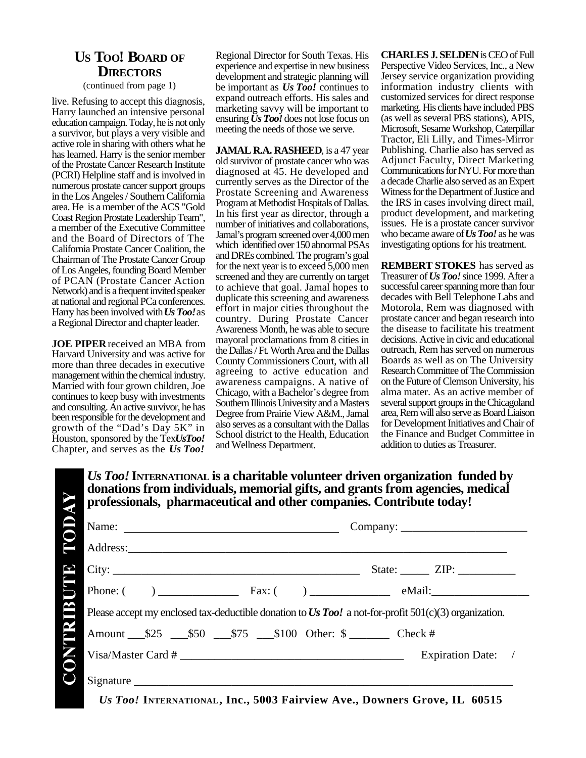## Us Too! Board of Directors

(continued from page 1)

live. Refusing to accept this diagnosis, Harry launched an intensive personal education campaign. Today, he is not only a survivor, but plays a very visible and active role in sharing with others what he has learned. Harry is the senior member of the Prostate Cancer Research Institute (PCRI) Helpline staff and is involved in numerous prostate cancer support groups in the Los Angeles / Southern California area. He is a member of the ACS "Gold Coast Region Prostate Leadership Team", a member of the Executive Committee and the Board of Directors of The California Prostate Cancer Coalition, the Chairman of The Prostate Cancer Group of Los Angeles, founding Board Member of PCAN (Prostate Cancer Action Network) and is a frequent invited speaker at national and regional PCa conferences. Harry has been involved with ***Us Too!*** as a Regional Director and chapter leader.

**JOE PIPER** received an MBA from Harvard University and was active for more than three decades in executive management within the chemical industry. Married with four grown children, Joe continues to keep busy with investments and consulting. An active survivor, he has been responsible for the development and growth of the "Dad's Day 5K" in Houston, sponsored by the Tex***UsToo!*** Chapter, and serves as the ***Us Too!*** Regional Director for South Texas. His experience and expertise in new business development and strategic planning will be important as ***Us Too!*** continues to expand outreach efforts. His sales and marketing savvy will be important to ensuring ***Us Too!*** does not lose focus on meeting the needs of those we serve.

**JAMAL R.A. RASHEED**, is a 47 year old survivor of prostate cancer who was diagnosed at 45. He developed and currently serves as the Director of the Prostate Screening and Awareness Program at Methodist Hospitals of Dallas. In his first year as director, through a number of initiatives and collaborations, Jamal's program screened over 4,000 men which identified over 150 abnormal PSAs and DREs combined. The program's goal for the next year is to exceed 5,000 men screened and they are currently on target to achieve that goal. Jamal hopes to duplicate this screening and awareness effort in major cities throughout the country. During Prostate Cancer Awareness Month, he was able to secure mayoral proclamations from 8 cities in the Dallas / Ft. Worth Area and the Dallas County Commissioners Court, with all agreeing to active education and awareness campaigns. A native of Chicago, with a Bachelor's degree from Southern Illinois University and a Masters Degree from Prairie View A&M., Jamal also serves as a consultant with the Dallas School district to the Health, Education and Wellness Department.

**CHARLES J. SELDEN** is CEO of Full Perspective Video Services, Inc., a New Jersey service organization providing information industry clients with customized services for direct response marketing. His clients have included PBS (as well as several PBS stations), APIS, Microsoft, Sesame Workshop, Caterpillar Tractor, Eli Lilly, and Times-Mirror Publishing. Charlie also has served as Adjunct Faculty, Direct Marketing Communications for NYU. For more than a decade Charlie also served as an Expert Witness for the Department of Justice and the IRS in cases involving direct mail, product development, and marketing issues. He is a prostate cancer survivor who became aware of ***Us Too!*** as he was investigating options for his treatment.

**REMBERT STOKES** has served as Treasurer of ***Us Too!*** since 1999. After a successful career spanning more than four decades with Bell Telephone Labs and Motorola, Rem was diagnosed with prostate cancer and began research into the disease to facilitate his treatment decisions. Active in civic and educational outreach, Rem has served on numerous Boards as well as on The University Research Committee of The Commission on the Future of Clemson University, his alma mater. As an active member of several support groups in the Chicagoland area, Rem will also serve as Board Liaison for Development Initiatives and Chair of the Finance and Budget Committee in addition to duties as Treasurer.

---

**CONTRIBUTE TODAY**

***Us Too!* International is a charitable volunteer driven organization funded by donations from individuals, memorial gifts, and grants from agencies, medical professionals, pharmaceutical and other companies. Contribute today!**

Name: ____________________ Company: ____________________

Address: ________________________________________

City: ____________________ State: _____ ZIP: __________

Phone: ( ) ____________ Fax: ( ) ____________ eMail: ________________

Please accept my enclosed tax-deductible donation to ***Us Too!*** a not-for-profit 501(c)(3) organization.

Amount ___$25 ___$50 ___$75 ___$100 Other: $ _______ Check #

Visa/Master Card # ________________________________ Expiration Date: /

Signature ________________________________________

***Us Too!*** **International, Inc., 5003 Fairview Ave., Downers Grove, IL 60515**